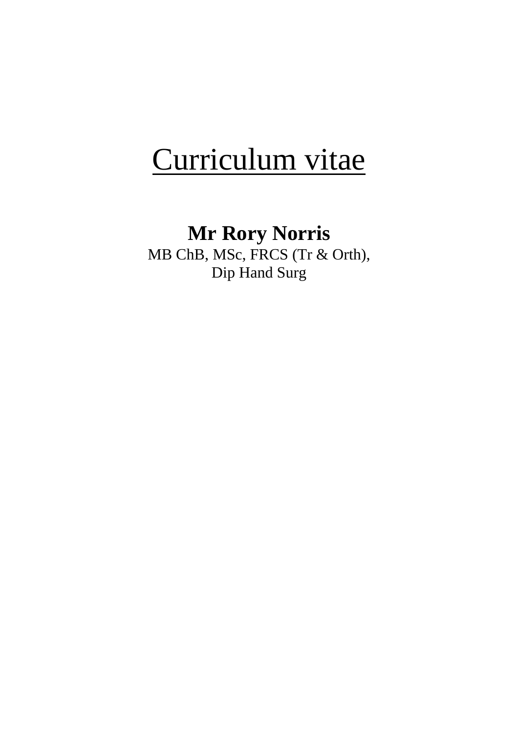# Curriculum vitae

**Mr Rory Norris**

MB ChB, MSc, FRCS (Tr & Orth),
Dip Hand Surg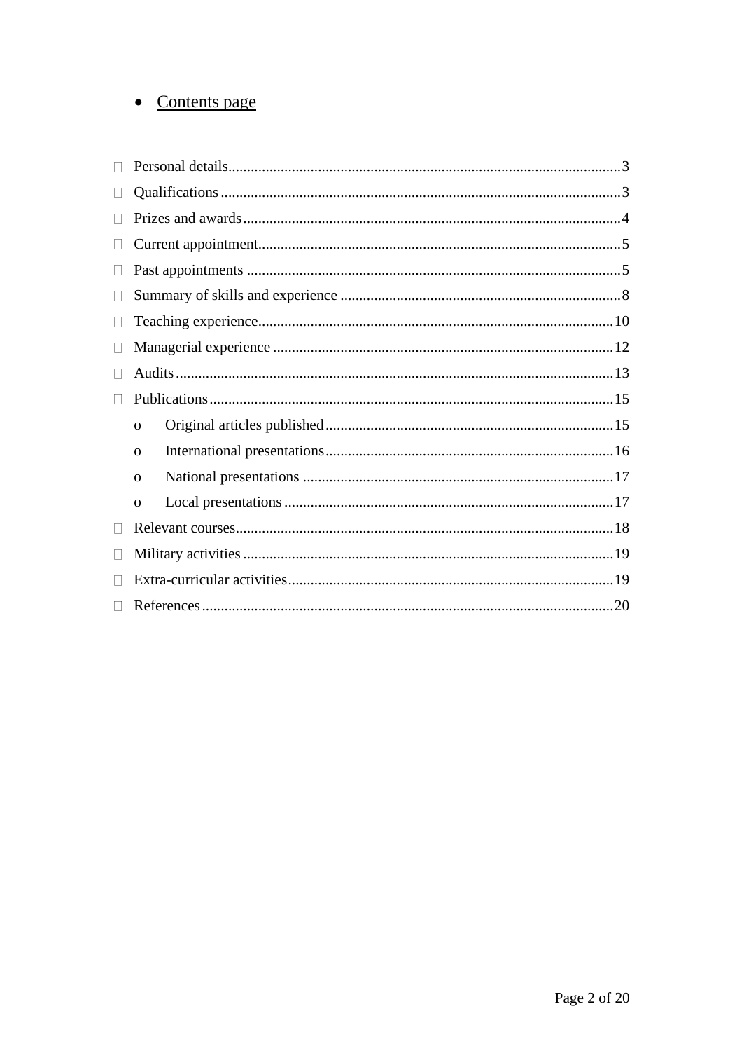- Contents page

- Personal details....3
- Qualifications....3
- Prizes and awards....4
- Current appointment....5
- Past appointments....5
- Summary of skills and experience....8
- Teaching experience....10
- Managerial experience....12
- Audits....13
- Publications....15
    - Original articles published....15
    - International presentations....16
    - National presentations....17
    - Local presentations....17
- Relevant courses....18
- Military activities....19
- Extra-curricular activities....19
- References....20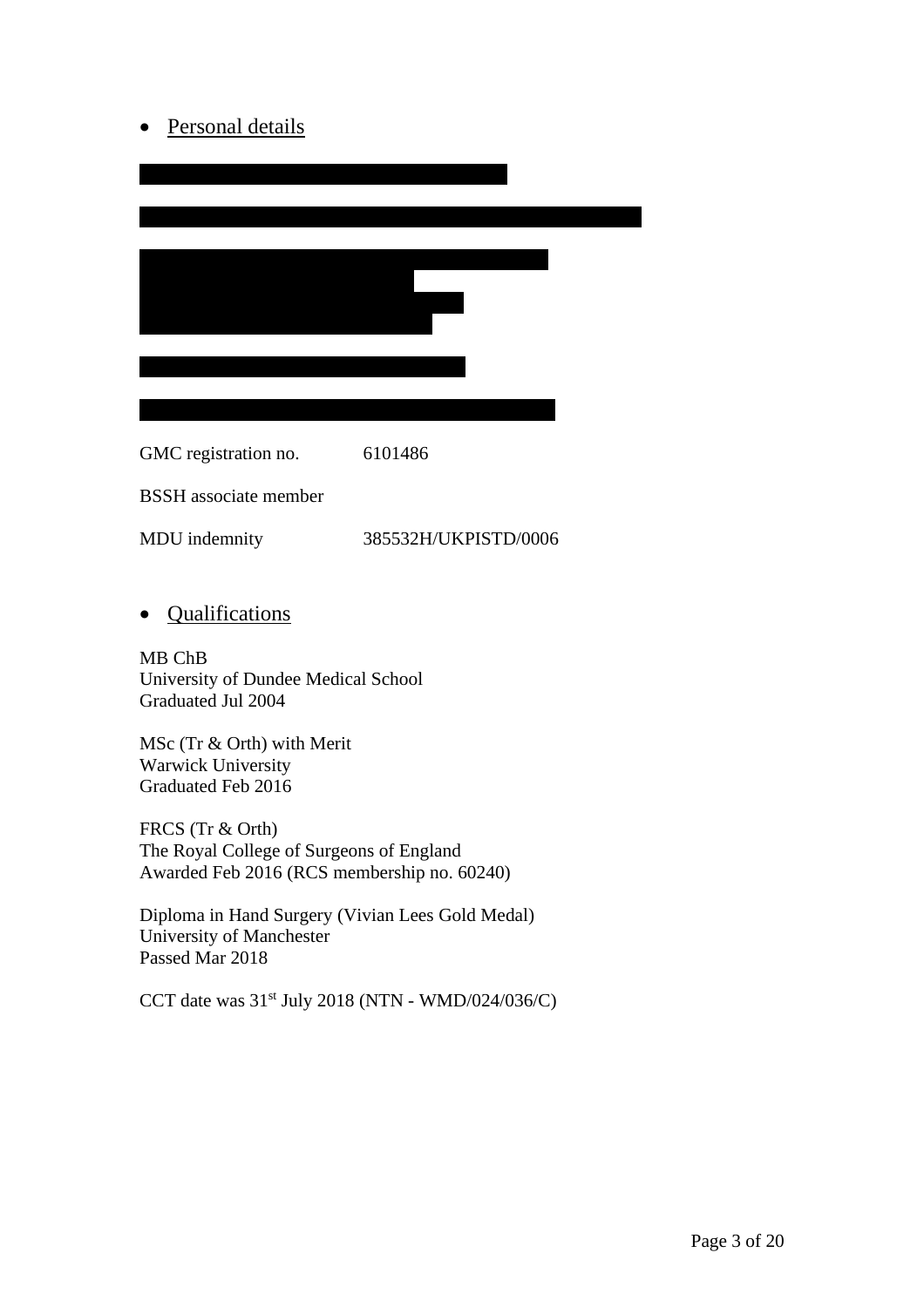- Personal details

GMC registration no. 6101486

BSSH associate member

MDU indemnity 385532H/UKPISTD/0006

- Qualifications

MB ChB
University of Dundee Medical School
Graduated Jul 2004

MSc (Tr & Orth) with Merit
Warwick University
Graduated Feb 2016

FRCS (Tr & Orth)
The Royal College of Surgeons of England
Awarded Feb 2016 (RCS membership no. 60240)

Diploma in Hand Surgery (Vivian Lees Gold Medal)
University of Manchester
Passed Mar 2018

CCT date was 31st July 2018 (NTN - WMD/024/036/C)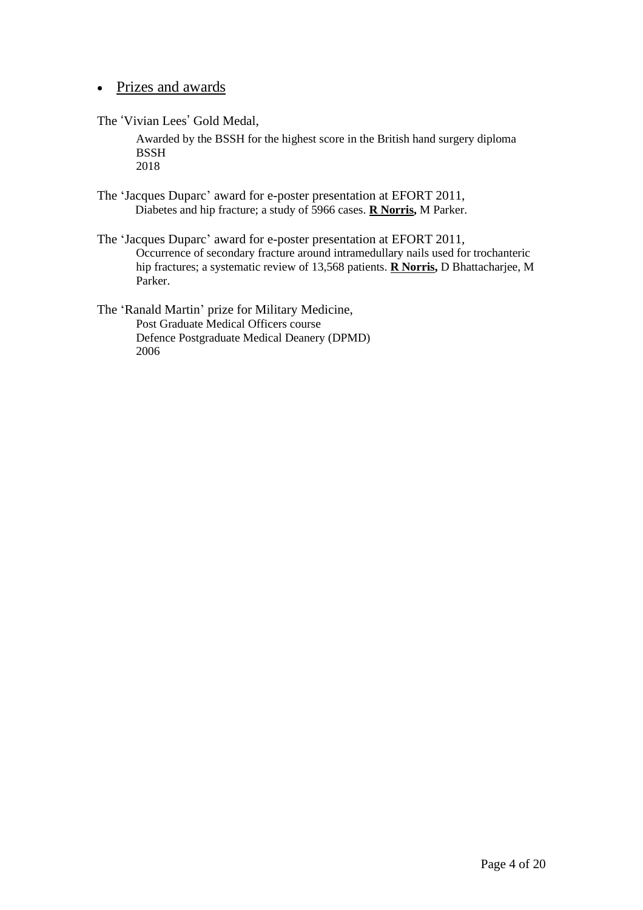- <u>Prizes and awards</u>

The 'Vivian Lees' Gold Medal,

Awarded by the BSSH for the highest score in the British hand surgery diploma
BSSH
2018

The 'Jacques Duparc' award for e-poster presentation at EFORT 2011,

Diabetes and hip fracture; a study of 5966 cases. **<u>R Norris</u>,** M Parker.

The 'Jacques Duparc' award for e-poster presentation at EFORT 2011,

Occurrence of secondary fracture around intramedullary nails used for trochanteric hip fractures; a systematic review of 13,568 patients. **<u>R Norris</u>,** D Bhattacharjee, M Parker.

The 'Ranald Martin' prize for Military Medicine,

Post Graduate Medical Officers course
Defence Postgraduate Medical Deanery (DPMD)
2006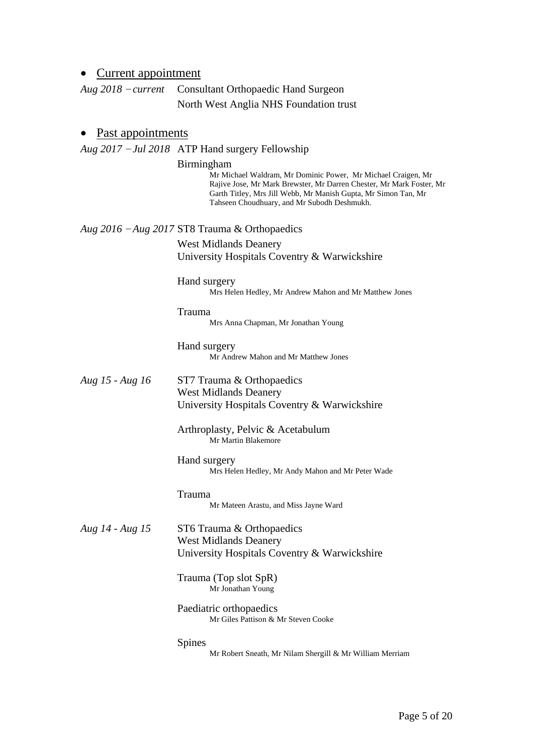- Current appointment

*Aug 2018 – current* Consultant Orthopaedic Hand Surgeon
North West Anglia NHS Foundation trust

- Past appointments

*Aug 2017 – Jul 2018* ATP Hand surgery Fellowship

Birmingham

Mr Michael Waldram, Mr Dominic Power, Mr Michael Craigen, Mr Rajive Jose, Mr Mark Brewster, Mr Darren Chester, Mr Mark Foster, Mr Garth Titley, Mrs Jill Webb, Mr Manish Gupta, Mr Simon Tan, Mr Tahseen Choudhuary, and Mr Subodh Deshmukh.

*Aug 2016 – Aug 2017* ST8 Trauma & Orthopaedics
West Midlands Deanery
University Hospitals Coventry & Warwickshire

Hand surgery
Mrs Helen Hedley, Mr Andrew Mahon and Mr Matthew Jones

Trauma
Mrs Anna Chapman, Mr Jonathan Young

Hand surgery
Mr Andrew Mahon and Mr Matthew Jones

*Aug 15 - Aug 16* ST7 Trauma & Orthopaedics
West Midlands Deanery
University Hospitals Coventry & Warwickshire

Arthroplasty, Pelvic & Acetabulum
Mr Martin Blakemore

Hand surgery
Mrs Helen Hedley, Mr Andy Mahon and Mr Peter Wade

Trauma
Mr Mateen Arastu, and Miss Jayne Ward

*Aug 14 - Aug 15* ST6 Trauma & Orthopaedics
West Midlands Deanery
University Hospitals Coventry & Warwickshire

Trauma (Top slot SpR)
Mr Jonathan Young

Paediatric orthopaedics
Mr Giles Pattison & Mr Steven Cooke

Spines
Mr Robert Sneath, Mr Nilam Shergill & Mr William Merriam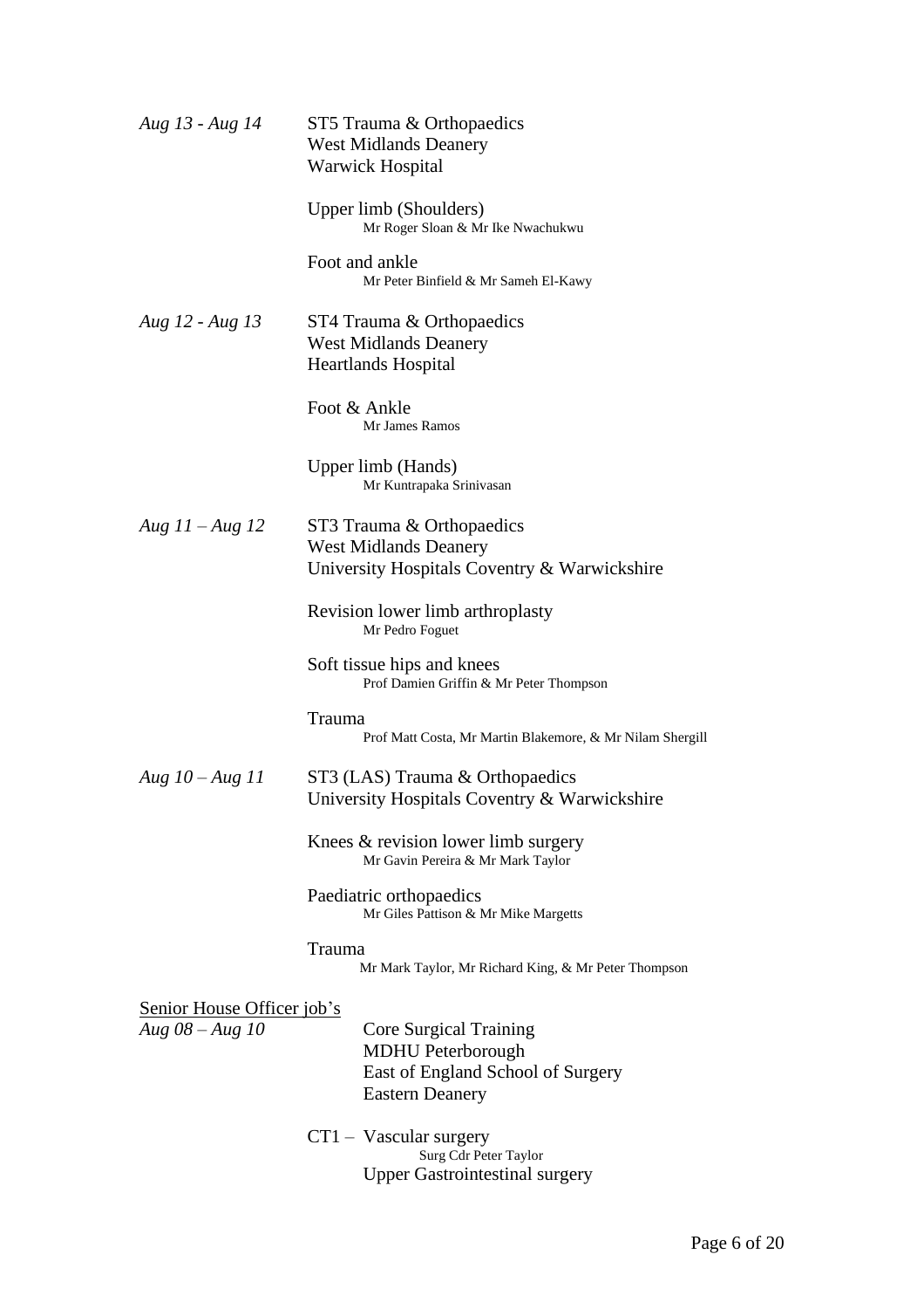*Aug 13 - Aug 14*

ST5 Trauma & Orthopaedics
West Midlands Deanery
Warwick Hospital

Upper limb (Shoulders)
Mr Roger Sloan & Mr Ike Nwachukwu

Foot and ankle
Mr Peter Binfield & Mr Sameh El-Kawy

*Aug 12 - Aug 13*

ST4 Trauma & Orthopaedics
West Midlands Deanery
Heartlands Hospital

Foot & Ankle
Mr James Ramos

Upper limb (Hands)
Mr Kuntrapaka Srinivasan

*Aug 11 – Aug 12*

ST3 Trauma & Orthopaedics
West Midlands Deanery
University Hospitals Coventry & Warwickshire

Revision lower limb arthroplasty
Mr Pedro Foguet

Soft tissue hips and knees
Prof Damien Griffin & Mr Peter Thompson

Trauma
Prof Matt Costa, Mr Martin Blakemore, & Mr Nilam Shergill

*Aug 10 – Aug 11*

ST3 (LAS) Trauma & Orthopaedics
University Hospitals Coventry & Warwickshire

Knees & revision lower limb surgery
Mr Gavin Pereira & Mr Mark Taylor

Paediatric orthopaedics
Mr Giles Pattison & Mr Mike Margetts

Trauma
Mr Mark Taylor, Mr Richard King, & Mr Peter Thompson

<u>Senior House Officer job's</u>

*Aug 08 – Aug 10*

Core Surgical Training
MDHU Peterborough
East of England School of Surgery
Eastern Deanery

CT1 – Vascular surgery
Surg Cdr Peter Taylor
Upper Gastrointestinal surgery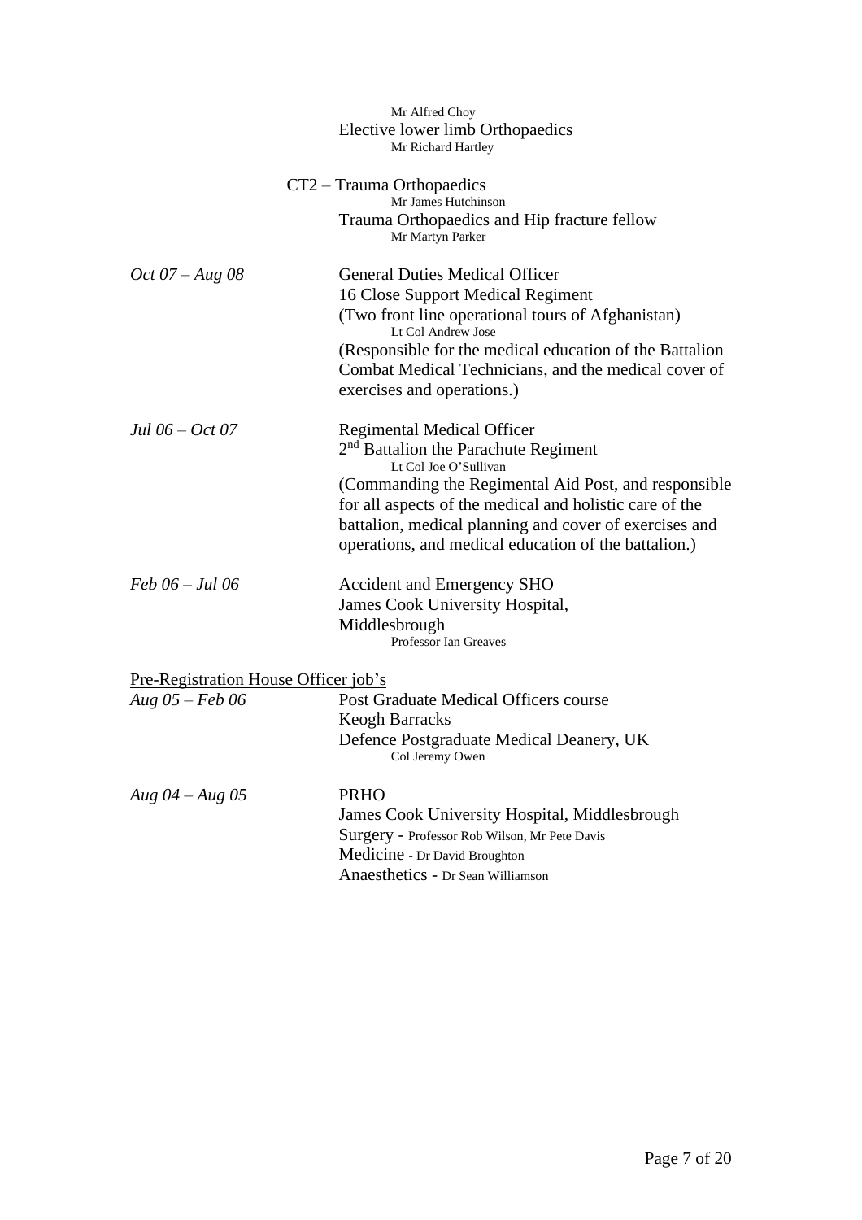Mr Alfred Choy
Elective lower limb Orthopaedics
Mr Richard Hartley

CT2 – Trauma Orthopaedics
Mr James Hutchinson
Trauma Orthopaedics and Hip fracture fellow
Mr Martyn Parker

*Oct 07 – Aug 08*

General Duties Medical Officer
16 Close Support Medical Regiment
(Two front line operational tours of Afghanistan)
Lt Col Andrew Jose
(Responsible for the medical education of the Battalion Combat Medical Technicians, and the medical cover of exercises and operations.)

*Jul 06 – Oct 07*

Regimental Medical Officer
2nd Battalion the Parachute Regiment
Lt Col Joe O'Sullivan
(Commanding the Regimental Aid Post, and responsible for all aspects of the medical and holistic care of the battalion, medical planning and cover of exercises and operations, and medical education of the battalion.)

*Feb 06 – Jul 06*

Accident and Emergency SHO
James Cook University Hospital, Middlesbrough
Professor Ian Greaves

<u>Pre-Registration House Officer job's</u>

*Aug 05 – Feb 06*

Post Graduate Medical Officers course
Keogh Barracks
Defence Postgraduate Medical Deanery, UK
Col Jeremy Owen

*Aug 04 – Aug 05*

PRHO
James Cook University Hospital, Middlesbrough
Surgery - Professor Rob Wilson, Mr Pete Davis
Medicine - Dr David Broughton
Anaesthetics - Dr Sean Williamson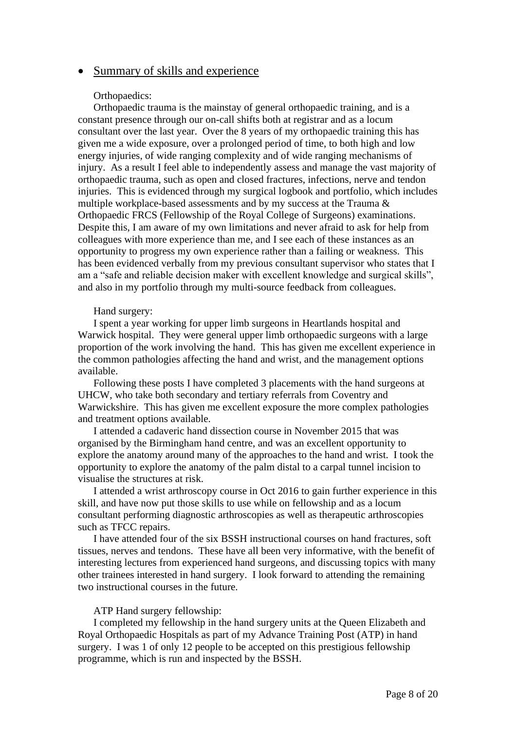- Summary of skills and experience

Orthopaedics:

Orthopaedic trauma is the mainstay of general orthopaedic training, and is a constant presence through our on-call shifts both at registrar and as a locum consultant over the last year. Over the 8 years of my orthopaedic training this has given me a wide exposure, over a prolonged period of time, to both high and low energy injuries, of wide ranging complexity and of wide ranging mechanisms of injury. As a result I feel able to independently assess and manage the vast majority of orthopaedic trauma, such as open and closed fractures, infections, nerve and tendon injuries. This is evidenced through my surgical logbook and portfolio, which includes multiple workplace-based assessments and by my success at the Trauma & Orthopaedic FRCS (Fellowship of the Royal College of Surgeons) examinations. Despite this, I am aware of my own limitations and never afraid to ask for help from colleagues with more experience than me, and I see each of these instances as an opportunity to progress my own experience rather than a failing or weakness. This has been evidenced verbally from my previous consultant supervisor who states that I am a "safe and reliable decision maker with excellent knowledge and surgical skills", and also in my portfolio through my multi-source feedback from colleagues.

Hand surgery:

I spent a year working for upper limb surgeons in Heartlands hospital and Warwick hospital. They were general upper limb orthopaedic surgeons with a large proportion of the work involving the hand. This has given me excellent experience in the common pathologies affecting the hand and wrist, and the management options available.

Following these posts I have completed 3 placements with the hand surgeons at UHCW, who take both secondary and tertiary referrals from Coventry and Warwickshire. This has given me excellent exposure the more complex pathologies and treatment options available.

I attended a cadaveric hand dissection course in November 2015 that was organised by the Birmingham hand centre, and was an excellent opportunity to explore the anatomy around many of the approaches to the hand and wrist. I took the opportunity to explore the anatomy of the palm distal to a carpal tunnel incision to visualise the structures at risk.

I attended a wrist arthroscopy course in Oct 2016 to gain further experience in this skill, and have now put those skills to use while on fellowship and as a locum consultant performing diagnostic arthroscopies as well as therapeutic arthroscopies such as TFCC repairs.

I have attended four of the six BSSH instructional courses on hand fractures, soft tissues, nerves and tendons. These have all been very informative, with the benefit of interesting lectures from experienced hand surgeons, and discussing topics with many other trainees interested in hand surgery. I look forward to attending the remaining two instructional courses in the future.

ATP Hand surgery fellowship:

I completed my fellowship in the hand surgery units at the Queen Elizabeth and Royal Orthopaedic Hospitals as part of my Advance Training Post (ATP) in hand surgery. I was 1 of only 12 people to be accepted on this prestigious fellowship programme, which is run and inspected by the BSSH.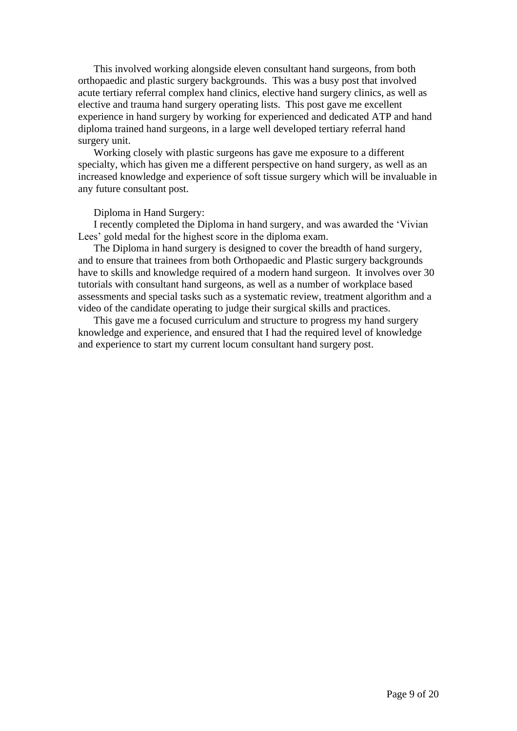This involved working alongside eleven consultant hand surgeons, from both orthopaedic and plastic surgery backgrounds. This was a busy post that involved acute tertiary referral complex hand clinics, elective hand surgery clinics, as well as elective and trauma hand surgery operating lists. This post gave me excellent experience in hand surgery by working for experienced and dedicated ATP and hand diploma trained hand surgeons, in a large well developed tertiary referral hand surgery unit.

Working closely with plastic surgeons has gave me exposure to a different specialty, which has given me a different perspective on hand surgery, as well as an increased knowledge and experience of soft tissue surgery which will be invaluable in any future consultant post.

Diploma in Hand Surgery:

I recently completed the Diploma in hand surgery, and was awarded the 'Vivian Lees' gold medal for the highest score in the diploma exam.

The Diploma in hand surgery is designed to cover the breadth of hand surgery, and to ensure that trainees from both Orthopaedic and Plastic surgery backgrounds have to skills and knowledge required of a modern hand surgeon. It involves over 30 tutorials with consultant hand surgeons, as well as a number of workplace based assessments and special tasks such as a systematic review, treatment algorithm and a video of the candidate operating to judge their surgical skills and practices.

This gave me a focused curriculum and structure to progress my hand surgery knowledge and experience, and ensured that I had the required level of knowledge and experience to start my current locum consultant hand surgery post.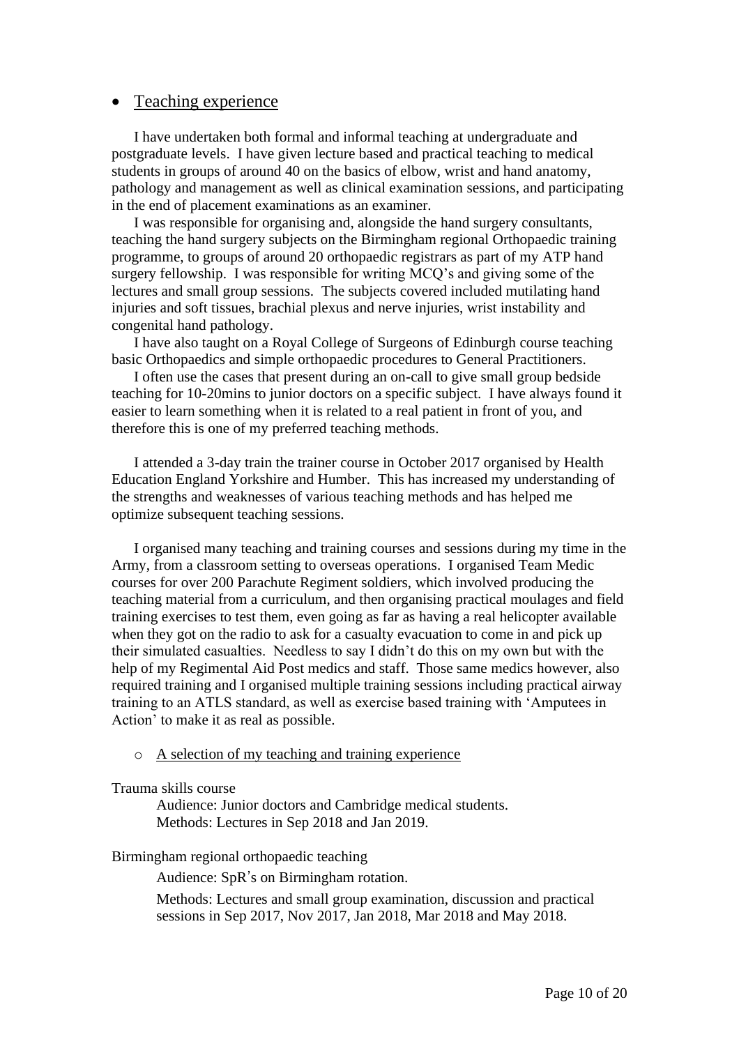- Teaching experience

I have undertaken both formal and informal teaching at undergraduate and postgraduate levels. I have given lecture based and practical teaching to medical students in groups of around 40 on the basics of elbow, wrist and hand anatomy, pathology and management as well as clinical examination sessions, and participating in the end of placement examinations as an examiner.

I was responsible for organising and, alongside the hand surgery consultants, teaching the hand surgery subjects on the Birmingham regional Orthopaedic training programme, to groups of around 20 orthopaedic registrars as part of my ATP hand surgery fellowship. I was responsible for writing MCQ's and giving some of the lectures and small group sessions. The subjects covered included mutilating hand injuries and soft tissues, brachial plexus and nerve injuries, wrist instability and congenital hand pathology.

I have also taught on a Royal College of Surgeons of Edinburgh course teaching basic Orthopaedics and simple orthopaedic procedures to General Practitioners.

I often use the cases that present during an on-call to give small group bedside teaching for 10-20mins to junior doctors on a specific subject. I have always found it easier to learn something when it is related to a real patient in front of you, and therefore this is one of my preferred teaching methods.

I attended a 3-day train the trainer course in October 2017 organised by Health Education England Yorkshire and Humber. This has increased my understanding of the strengths and weaknesses of various teaching methods and has helped me optimize subsequent teaching sessions.

I organised many teaching and training courses and sessions during my time in the Army, from a classroom setting to overseas operations. I organised Team Medic courses for over 200 Parachute Regiment soldiers, which involved producing the teaching material from a curriculum, and then organising practical moulages and field training exercises to test them, even going as far as having a real helicopter available when they got on the radio to ask for a casualty evacuation to come in and pick up their simulated casualties. Needless to say I didn't do this on my own but with the help of my Regimental Aid Post medics and staff. Those same medics however, also required training and I organised multiple training sessions including practical airway training to an ATLS standard, as well as exercise based training with 'Amputees in Action' to make it as real as possible.

  - A selection of my teaching and training experience

Trauma skills course

Audience: Junior doctors and Cambridge medical students.
Methods: Lectures in Sep 2018 and Jan 2019.

Birmingham regional orthopaedic teaching

Audience: SpR's on Birmingham rotation.

Methods: Lectures and small group examination, discussion and practical sessions in Sep 2017, Nov 2017, Jan 2018, Mar 2018 and May 2018.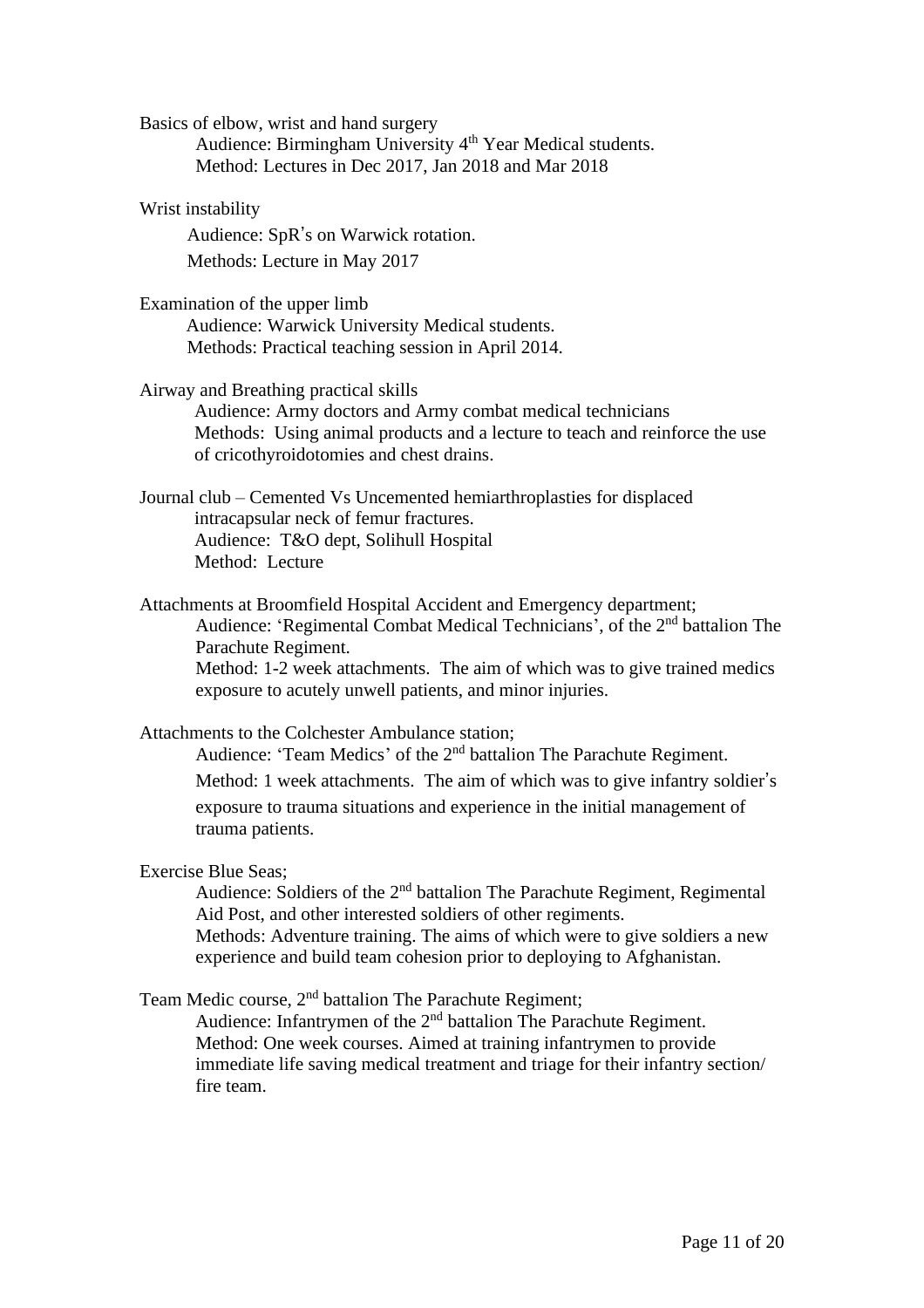Basics of elbow, wrist and hand surgery

Audience: Birmingham University 4th Year Medical students.
Method: Lectures in Dec 2017, Jan 2018 and Mar 2018

Wrist instability

Audience: SpR's on Warwick rotation.
Methods: Lecture in May 2017

Examination of the upper limb

Audience: Warwick University Medical students.
Methods: Practical teaching session in April 2014.

Airway and Breathing practical skills

Audience: Army doctors and Army combat medical technicians
Methods: Using animal products and a lecture to teach and reinforce the use of cricothyroidotomies and chest drains.

Journal club – Cemented Vs Uncemented hemiarthroplasties for displaced intracapsular neck of femur fractures.

Audience: T&O dept, Solihull Hospital
Method: Lecture

Attachments at Broomfield Hospital Accident and Emergency department;

Audience: 'Regimental Combat Medical Technicians', of the 2nd battalion The Parachute Regiment.
Method: 1-2 week attachments. The aim of which was to give trained medics exposure to acutely unwell patients, and minor injuries.

Attachments to the Colchester Ambulance station;

Audience: 'Team Medics' of the 2nd battalion The Parachute Regiment.
Method: 1 week attachments. The aim of which was to give infantry soldier's exposure to trauma situations and experience in the initial management of trauma patients.

Exercise Blue Seas;

Audience: Soldiers of the 2nd battalion The Parachute Regiment, Regimental Aid Post, and other interested soldiers of other regiments.
Methods: Adventure training. The aims of which were to give soldiers a new experience and build team cohesion prior to deploying to Afghanistan.

Team Medic course, 2nd battalion The Parachute Regiment;

Audience: Infantrymen of the 2nd battalion The Parachute Regiment.
Method: One week courses. Aimed at training infantrymen to provide immediate life saving medical treatment and triage for their infantry section/ fire team.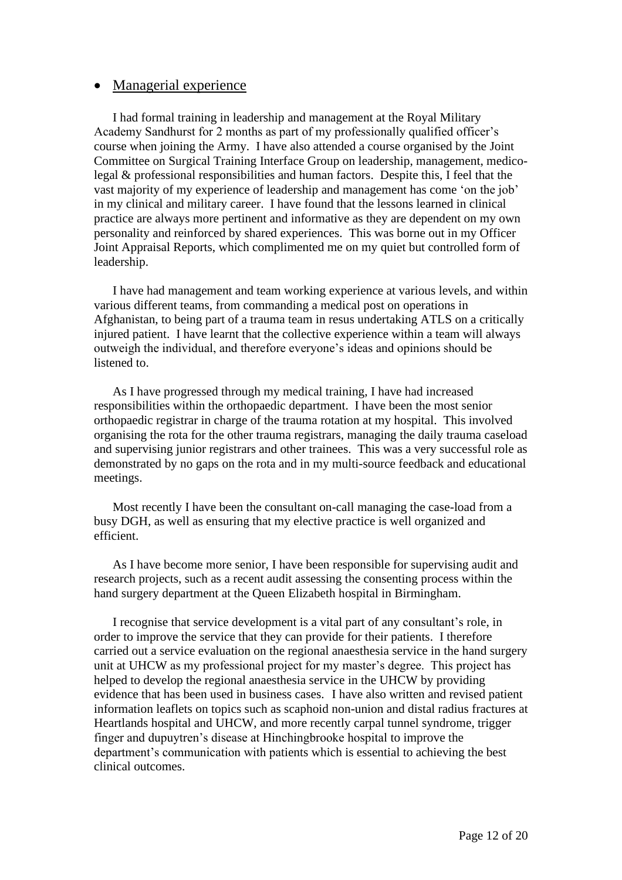- Managerial experience

I had formal training in leadership and management at the Royal Military Academy Sandhurst for 2 months as part of my professionally qualified officer's course when joining the Army. I have also attended a course organised by the Joint Committee on Surgical Training Interface Group on leadership, management, medico-legal & professional responsibilities and human factors. Despite this, I feel that the vast majority of my experience of leadership and management has come 'on the job' in my clinical and military career. I have found that the lessons learned in clinical practice are always more pertinent and informative as they are dependent on my own personality and reinforced by shared experiences. This was borne out in my Officer Joint Appraisal Reports, which complimented me on my quiet but controlled form of leadership.

I have had management and team working experience at various levels, and within various different teams, from commanding a medical post on operations in Afghanistan, to being part of a trauma team in resus undertaking ATLS on a critically injured patient. I have learnt that the collective experience within a team will always outweigh the individual, and therefore everyone's ideas and opinions should be listened to.

As I have progressed through my medical training, I have had increased responsibilities within the orthopaedic department. I have been the most senior orthopaedic registrar in charge of the trauma rotation at my hospital. This involved organising the rota for the other trauma registrars, managing the daily trauma caseload and supervising junior registrars and other trainees. This was a very successful role as demonstrated by no gaps on the rota and in my multi-source feedback and educational meetings.

Most recently I have been the consultant on-call managing the case-load from a busy DGH, as well as ensuring that my elective practice is well organized and efficient.

As I have become more senior, I have been responsible for supervising audit and research projects, such as a recent audit assessing the consenting process within the hand surgery department at the Queen Elizabeth hospital in Birmingham.

I recognise that service development is a vital part of any consultant's role, in order to improve the service that they can provide for their patients. I therefore carried out a service evaluation on the regional anaesthesia service in the hand surgery unit at UHCW as my professional project for my master's degree. This project has helped to develop the regional anaesthesia service in the UHCW by providing evidence that has been used in business cases. I have also written and revised patient information leaflets on topics such as scaphoid non-union and distal radius fractures at Heartlands hospital and UHCW, and more recently carpal tunnel syndrome, trigger finger and dupuytren's disease at Hinchingbrooke hospital to improve the department's communication with patients which is essential to achieving the best clinical outcomes.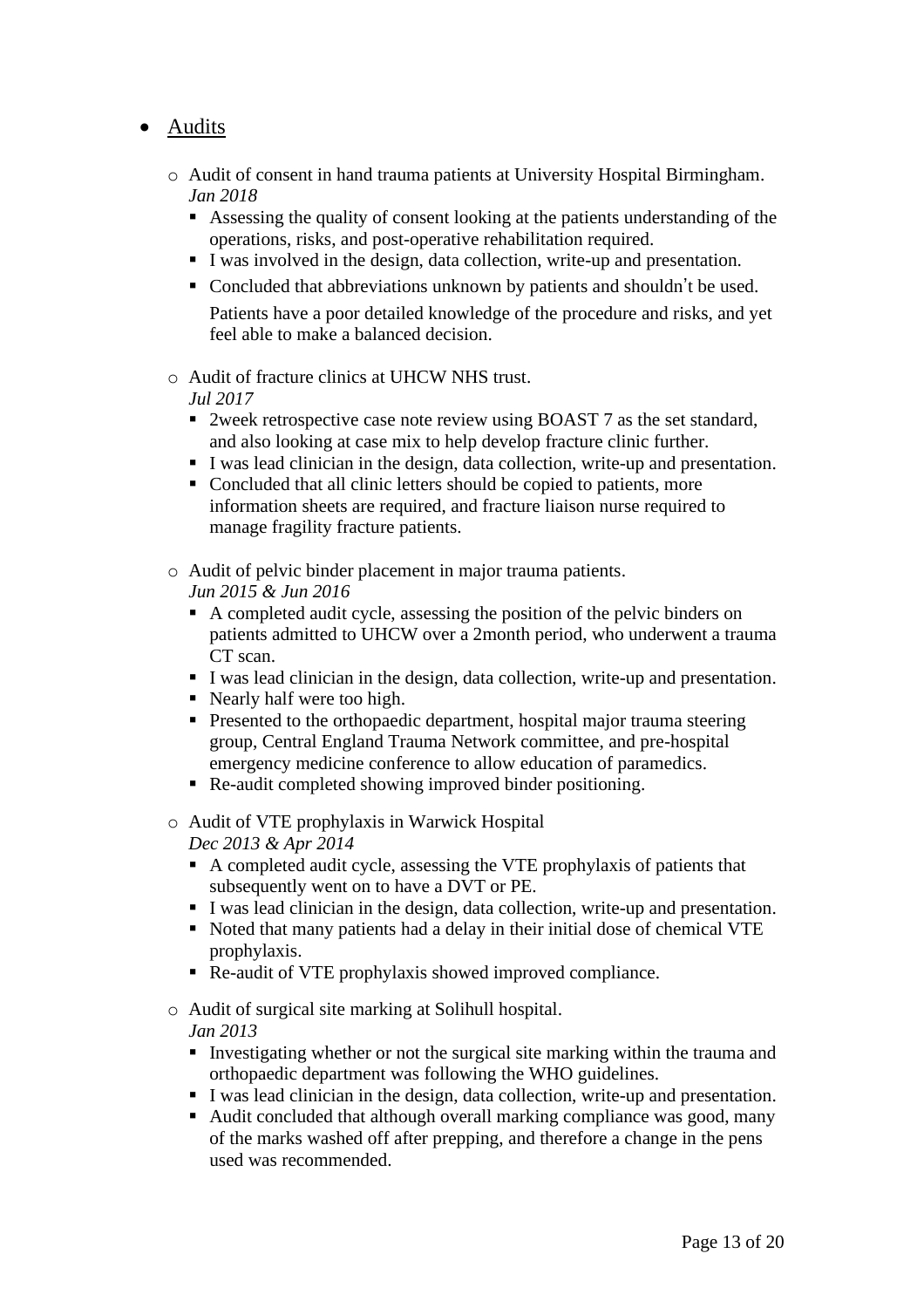- <u>Audits</u>
  - Audit of consent in hand trauma patients at University Hospital Birmingham.
    *Jan 2018*
    - Assessing the quality of consent looking at the patients understanding of the operations, risks, and post-operative rehabilitation required.
    - I was involved in the design, data collection, write-up and presentation.
    - Concluded that abbreviations unknown by patients and shouldn't be used.
      Patients have a poor detailed knowledge of the procedure and risks, and yet feel able to make a balanced decision.
  - Audit of fracture clinics at UHCW NHS trust.
    *Jul 2017*
    - 2week retrospective case note review using BOAST 7 as the set standard, and also looking at case mix to help develop fracture clinic further.
    - I was lead clinician in the design, data collection, write-up and presentation.
    - Concluded that all clinic letters should be copied to patients, more information sheets are required, and fracture liaison nurse required to manage fragility fracture patients.
  - Audit of pelvic binder placement in major trauma patients.
    *Jun 2015 & Jun 2016*
    - A completed audit cycle, assessing the position of the pelvic binders on patients admitted to UHCW over a 2month period, who underwent a trauma CT scan.
    - I was lead clinician in the design, data collection, write-up and presentation.
    - Nearly half were too high.
    - Presented to the orthopaedic department, hospital major trauma steering group, Central England Trauma Network committee, and pre-hospital emergency medicine conference to allow education of paramedics.
    - Re-audit completed showing improved binder positioning.
  - Audit of VTE prophylaxis in Warwick Hospital
    *Dec 2013 & Apr 2014*
    - A completed audit cycle, assessing the VTE prophylaxis of patients that subsequently went on to have a DVT or PE.
    - I was lead clinician in the design, data collection, write-up and presentation.
    - Noted that many patients had a delay in their initial dose of chemical VTE prophylaxis.
    - Re-audit of VTE prophylaxis showed improved compliance.
  - Audit of surgical site marking at Solihull hospital.
    *Jan 2013*
    - Investigating whether or not the surgical site marking within the trauma and orthopaedic department was following the WHO guidelines.
    - I was lead clinician in the design, data collection, write-up and presentation.
    - Audit concluded that although overall marking compliance was good, many of the marks washed off after prepping, and therefore a change in the pens used was recommended.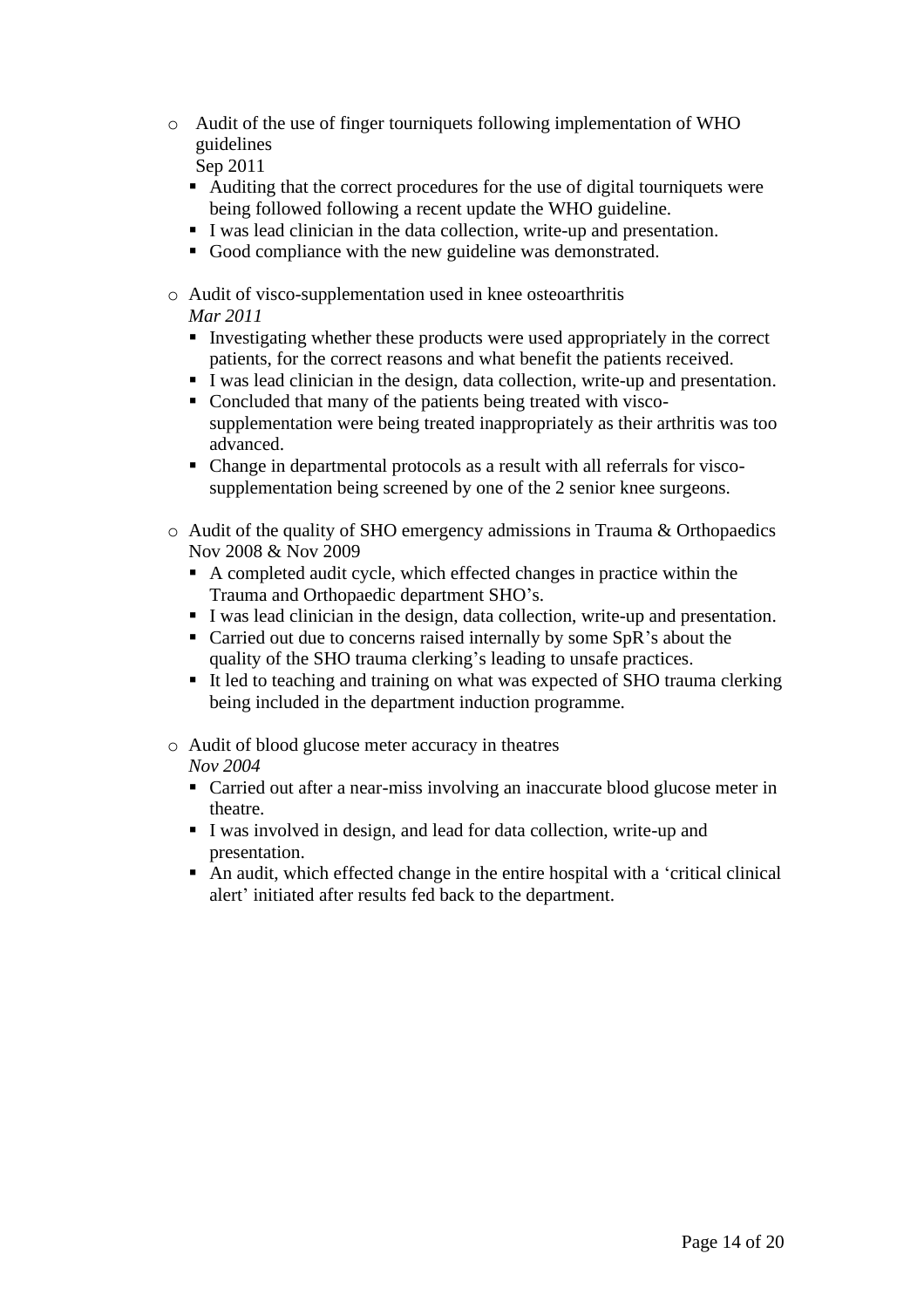- Audit of the use of finger tourniquets following implementation of WHO guidelines
  Sep 2011
  - Auditing that the correct procedures for the use of digital tourniquets were being followed following a recent update the WHO guideline.
  - I was lead clinician in the data collection, write-up and presentation.
  - Good compliance with the new guideline was demonstrated.

- Audit of visco-supplementation used in knee osteoarthritis
  *Mar 2011*
  - Investigating whether these products were used appropriately in the correct patients, for the correct reasons and what benefit the patients received.
  - I was lead clinician in the design, data collection, write-up and presentation.
  - Concluded that many of the patients being treated with visco-supplementation were being treated inappropriately as their arthritis was too advanced.
  - Change in departmental protocols as a result with all referrals for visco-supplementation being screened by one of the 2 senior knee surgeons.

- Audit of the quality of SHO emergency admissions in Trauma & Orthopaedics
  Nov 2008 & Nov 2009
  - A completed audit cycle, which effected changes in practice within the Trauma and Orthopaedic department SHO's.
  - I was lead clinician in the design, data collection, write-up and presentation.
  - Carried out due to concerns raised internally by some SpR's about the quality of the SHO trauma clerking's leading to unsafe practices.
  - It led to teaching and training on what was expected of SHO trauma clerking being included in the department induction programme.

- Audit of blood glucose meter accuracy in theatres
  *Nov 2004*
  - Carried out after a near-miss involving an inaccurate blood glucose meter in theatre.
  - I was involved in design, and lead for data collection, write-up and presentation.
  - An audit, which effected change in the entire hospital with a 'critical clinical alert' initiated after results fed back to the department.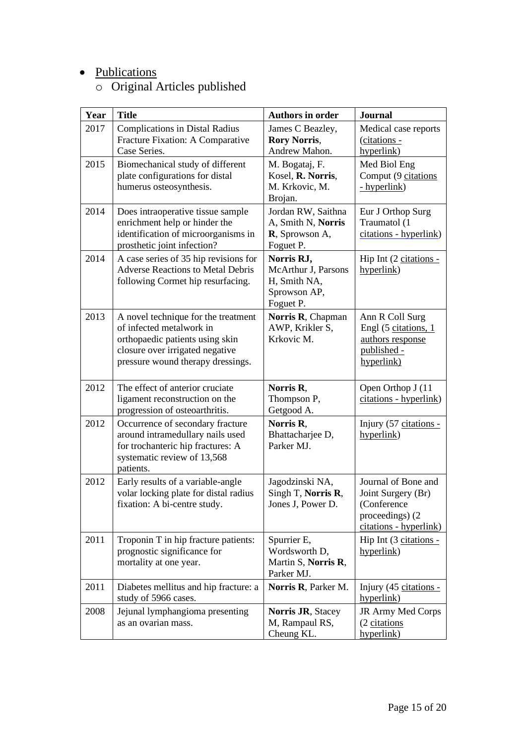- Publications
  - Original Articles published

| Year | Title | Authors in order | Journal |
|---|---|---|---|
| 2017 | Complications in Distal Radius Fracture Fixation: A Comparative Case Series. | James C Beazley, **Rory Norris**, Andrew Mahon. | Medical case reports (citations - hyperlink) |
| 2015 | Biomechanical study of different plate configurations for distal humerus osteosynthesis. | M. Bogataj, F. Kosel, **R. Norris**, M. Krkovic, M. Brojan. | Med Biol Eng Comput (9 citations - hyperlink) |
| 2014 | Does intraoperative tissue sample enrichment help or hinder the identification of microorganisms in prosthetic joint infection? | Jordan RW, Saithna A, Smith N, **Norris R**, Sprowson A, Foguet P. | Eur J Orthop Surg Traumatol (1 citations - hyperlink) |
| 2014 | A case series of 35 hip revisions for Adverse Reactions to Metal Debris following Cormet hip resurfacing. | **Norris RJ**, McArthur J, Parsons H, Smith NA, Sprowson AP, Foguet P. | Hip Int (2 citations - hyperlink) |
| 2013 | A novel technique for the treatment of infected metalwork in orthopaedic patients using skin closure over irrigated negative pressure wound therapy dressings. | **Norris R**, Chapman AWP, Krikler S, Krkovic M. | Ann R Coll Surg Engl (5 citations, 1 authors response published - hyperlink) |
| 2012 | The effect of anterior cruciate ligament reconstruction on the progression of osteoarthritis. | **Norris R**, Thompson P, Getgood A. | Open Orthop J (11 citations - hyperlink) |
| 2012 | Occurrence of secondary fracture around intramedullary nails used for trochanteric hip fractures: A systematic review of 13,568 patients. | **Norris R**, Bhattacharjee D, Parker MJ. | Injury (57 citations - hyperlink) |
| 2012 | Early results of a variable-angle volar locking plate for distal radius fixation: A bi-centre study. | Jagodzinski NA, Singh T, **Norris R**, Jones J, Power D. | Journal of Bone and Joint Surgery (Br) (Conference proceedings) (2 citations - hyperlink) |
| 2011 | Troponin T in hip fracture patients: prognostic significance for mortality at one year. | Spurrier E, Wordsworth D, Martin S, **Norris R**, Parker MJ. | Hip Int (3 citations - hyperlink) |
| 2011 | Diabetes mellitus and hip fracture: a study of 5966 cases. | **Norris R**, Parker M. | Injury (45 citations - hyperlink) |
| 2008 | Jejunal lymphangioma presenting as an ovarian mass. | **Norris JR**, Stacey M, Rampaul RS, Cheung KL. | JR Army Med Corps (2 citations hyperlink) |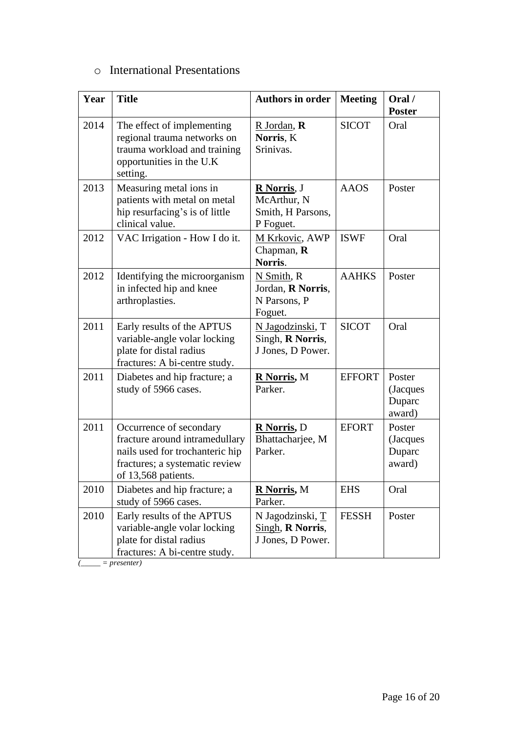- International Presentations

| Year | Title | Authors in order | Meeting | Oral / Poster |
|---|---|---|---|---|
| 2014 | The effect of implementing regional trauma networks on trauma workload and training opportunities in the U.K setting. | <u>R Jordan</u>, **R Norris**, K Srinivas. | SICOT | Oral |
| 2013 | Measuring metal ions in patients with metal on metal hip resurfacing's is of little clinical value. | <u>**R Norris**</u>, J McArthur, N Smith, H Parsons, P Foguet. | AAOS | Poster |
| 2012 | VAC Irrigation - How I do it. | <u>M Krkovic</u>, AWP Chapman, **R Norris**. | ISWF | Oral |
| 2012 | Identifying the microorganism in infected hip and knee arthroplasties. | <u>N Smith</u>, R Jordan, **R Norris**, N Parsons, P Foguet. | AAHKS | Poster |
| 2011 | Early results of the APTUS variable-angle volar locking plate for distal radius fractures: A bi-centre study. | <u>N Jagodzinski</u>, T Singh, **R Norris**, J Jones, D Power. | SICOT | Oral |
| 2011 | Diabetes and hip fracture; a study of 5966 cases. | <u>**R Norris**,</u> M Parker. | EFFORT | Poster (Jacques Duparc award) |
| 2011 | Occurrence of secondary fracture around intramedullary nails used for trochanteric hip fractures; a systematic review of 13,568 patients. | <u>**R Norris**,</u> D Bhattacharjee, M Parker. | EFORT | Poster (Jacques Duparc award) |
| 2010 | Diabetes and hip fracture; a study of 5966 cases. | <u>**R Norris**,</u> M Parker. | EHS | Oral |
| 2010 | Early results of the APTUS variable-angle volar locking plate for distal radius fractures: A bi-centre study. | N Jagodzinski, <u>T Singh</u>, **R Norris**, J Jones, D Power. | FESSH | Poster |

*(\_\_\_\_\_ = presenter)*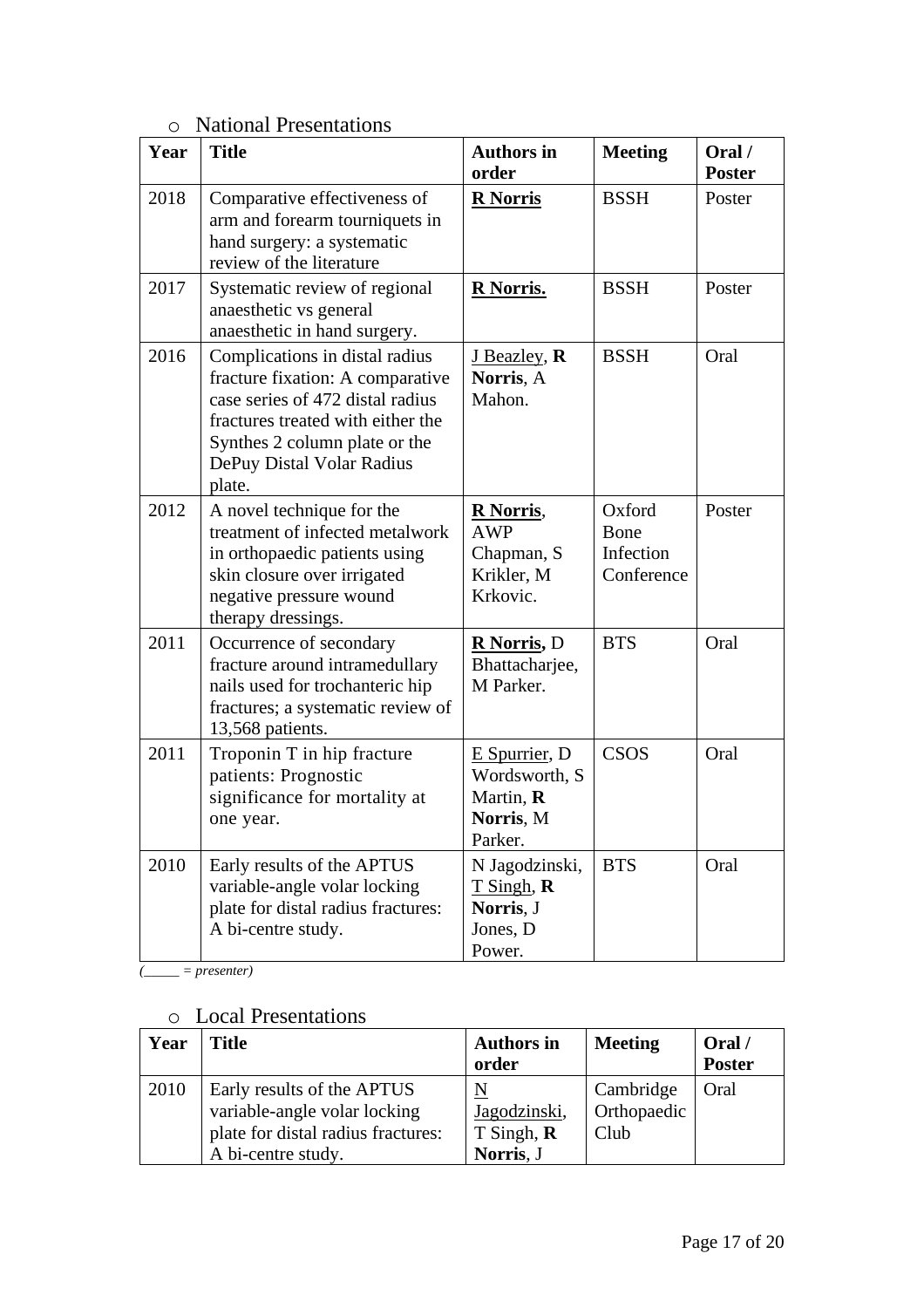- National Presentations

| Year | Title | Authors in order | Meeting | Oral / Poster |
|---|---|---|---|---|
| 2018 | Comparative effectiveness of arm and forearm tourniquets in hand surgery: a systematic review of the literature | **<u>R Norris</u>** | BSSH | Poster |
| 2017 | Systematic review of regional anaesthetic vs general anaesthetic in hand surgery. | **<u>R Norris.</u>** | BSSH | Poster |
| 2016 | Complications in distal radius fracture fixation: A comparative case series of 472 distal radius fractures treated with either the Synthes 2 column plate or the DePuy Distal Volar Radius plate. | <u>J Beazley</u>, **R Norris**, A Mahon. | BSSH | Oral |
| 2012 | A novel technique for the treatment of infected metalwork in orthopaedic patients using skin closure over irrigated negative pressure wound therapy dressings. | **<u>R Norris</u>**, AWP Chapman, S Krikler, M Krkovic. | Oxford Bone Infection Conference | Poster |
| 2011 | Occurrence of secondary fracture around intramedullary nails used for trochanteric hip fractures; a systematic review of 13,568 patients. | **<u>R Norris</u>,** D Bhattacharjee, M Parker. | BTS | Oral |
| 2011 | Troponin T in hip fracture patients: Prognostic significance for mortality at one year. | <u>E Spurrier</u>, D Wordsworth, S Martin, **R Norris**, M Parker. | CSOS | Oral |
| 2010 | Early results of the APTUS variable-angle volar locking plate for distal radius fractures: A bi-centre study. | N Jagodzinski, <u>T Singh</u>, **R Norris**, J Jones, D Power. | BTS | Oral |

*(_____ = presenter)*

- Local Presentations

| Year | Title | Authors in order | Meeting | Oral / Poster |
|---|---|---|---|---|
| 2010 | Early results of the APTUS variable-angle volar locking plate for distal radius fractures: A bi-centre study. | <u>N Jagodzinski</u>, T Singh, **R Norris**, J | Cambridge Orthopaedic Club | Oral |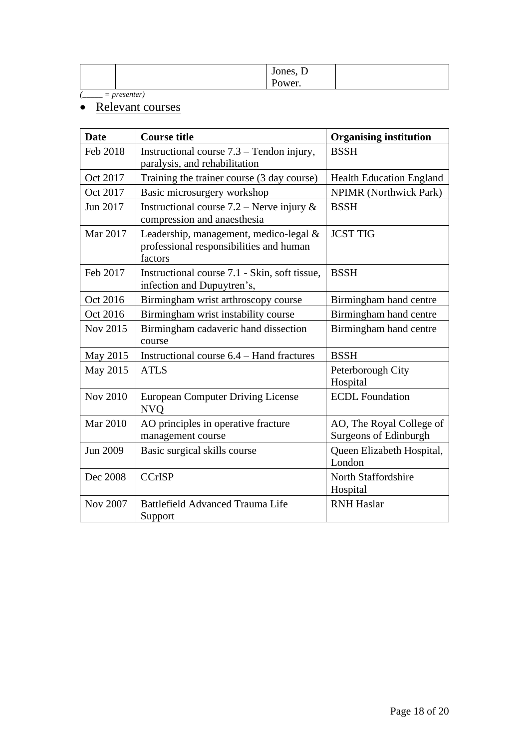| | | Jones, D Power. | | |
|---|---|---|---|---|

*(_____ = presenter)*

- Relevant courses

| Date | Course title | Organising institution |
|---|---|---|
| Feb 2018 | Instructional course 7.3 – Tendon injury, paralysis, and rehabilitation | BSSH |
| Oct 2017 | Training the trainer course (3 day course) | Health Education England |
| Oct 2017 | Basic microsurgery workshop | NPIMR (Northwick Park) |
| Jun 2017 | Instructional course 7.2 – Nerve injury & compression and anaesthesia | BSSH |
| Mar 2017 | Leadership, management, medico-legal & professional responsibilities and human factors | JCST TIG |
| Feb 2017 | Instructional course 7.1 - Skin, soft tissue, infection and Dupuytren's, | BSSH |
| Oct 2016 | Birmingham wrist arthroscopy course | Birmingham hand centre |
| Oct 2016 | Birmingham wrist instability course | Birmingham hand centre |
| Nov 2015 | Birmingham cadaveric hand dissection course | Birmingham hand centre |
| May 2015 | Instructional course 6.4 – Hand fractures | BSSH |
| May 2015 | ATLS | Peterborough City Hospital |
| Nov 2010 | European Computer Driving License NVQ | ECDL Foundation |
| Mar 2010 | AO principles in operative fracture management course | AO, The Royal College of Surgeons of Edinburgh |
| Jun 2009 | Basic surgical skills course | Queen Elizabeth Hospital, London |
| Dec 2008 | CCrISP | North Staffordshire Hospital |
| Nov 2007 | Battlefield Advanced Trauma Life Support | RNH Haslar |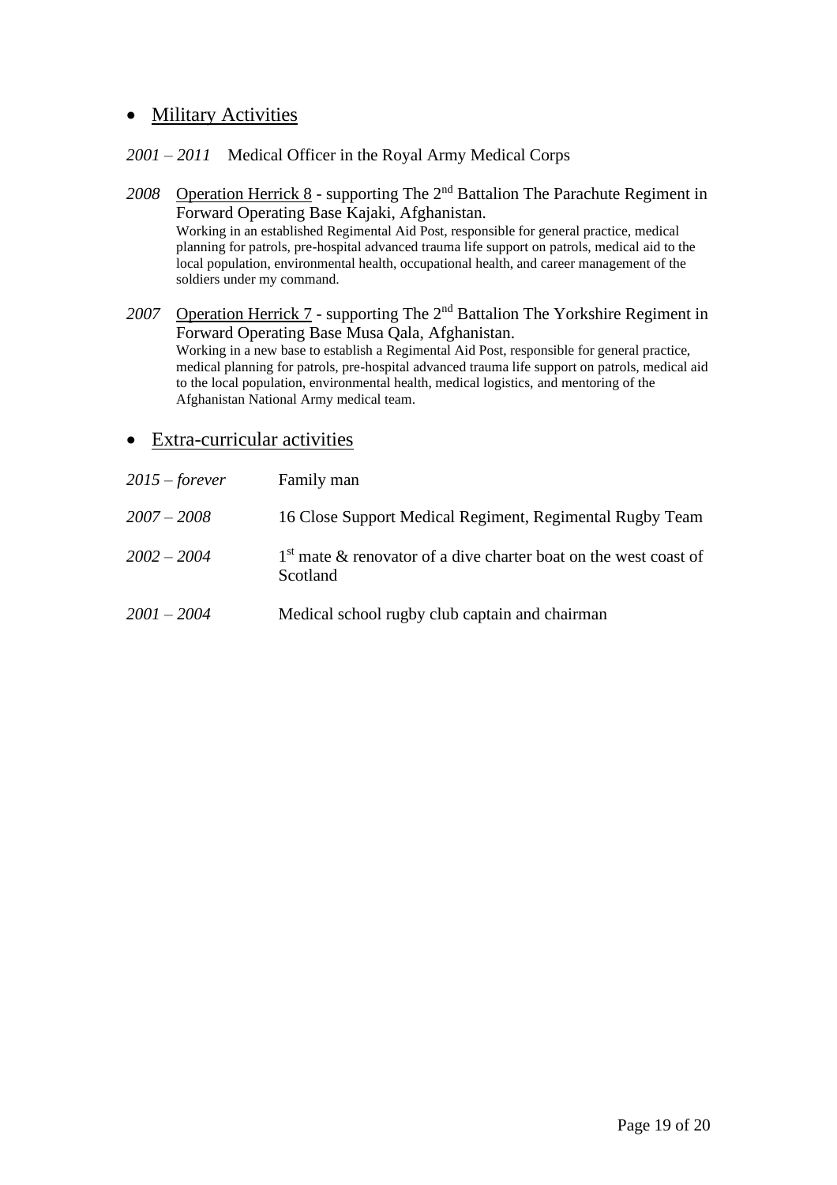- Military Activities

*2001 – 2011* Medical Officer in the Royal Army Medical Corps

*2008* Operation Herrick 8 - supporting The 2nd Battalion The Parachute Regiment in Forward Operating Base Kajaki, Afghanistan.
Working in an established Regimental Aid Post, responsible for general practice, medical planning for patrols, pre-hospital advanced trauma life support on patrols, medical aid to the local population, environmental health, occupational health, and career management of the soldiers under my command.

*2007* Operation Herrick 7 - supporting The 2nd Battalion The Yorkshire Regiment in Forward Operating Base Musa Qala, Afghanistan.
Working in a new base to establish a Regimental Aid Post, responsible for general practice, medical planning for patrols, pre-hospital advanced trauma life support on patrols, medical aid to the local population, environmental health, medical logistics, and mentoring of the Afghanistan National Army medical team.

- Extra-curricular activities

*2015 – forever* Family man

*2007 – 2008* 16 Close Support Medical Regiment, Regimental Rugby Team

*2002 – 2004* 1st mate & renovator of a dive charter boat on the west coast of Scotland

*2001 – 2004* Medical school rugby club captain and chairman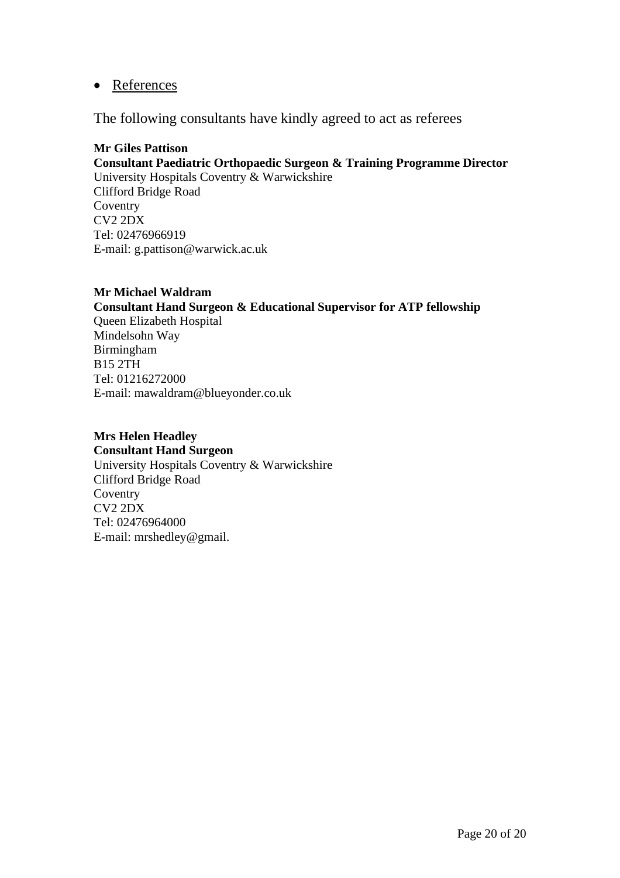- References

The following consultants have kindly agreed to act as referees

**Mr Giles Pattison**
**Consultant Paediatric Orthopaedic Surgeon & Training Programme Director**
University Hospitals Coventry & Warwickshire
Clifford Bridge Road
Coventry
CV2 2DX
Tel: 02476966919
E-mail: g.pattison@warwick.ac.uk

**Mr Michael Waldram**
**Consultant Hand Surgeon & Educational Supervisor for ATP fellowship**
Queen Elizabeth Hospital
Mindelsohn Way
Birmingham
B15 2TH
Tel: 01216272000
E-mail: mawaldram@blueyonder.co.uk

**Mrs Helen Headley**
**Consultant Hand Surgeon**
University Hospitals Coventry & Warwickshire
Clifford Bridge Road
Coventry
CV2 2DX
Tel: 02476964000
E-mail: mrshedley@gmail.